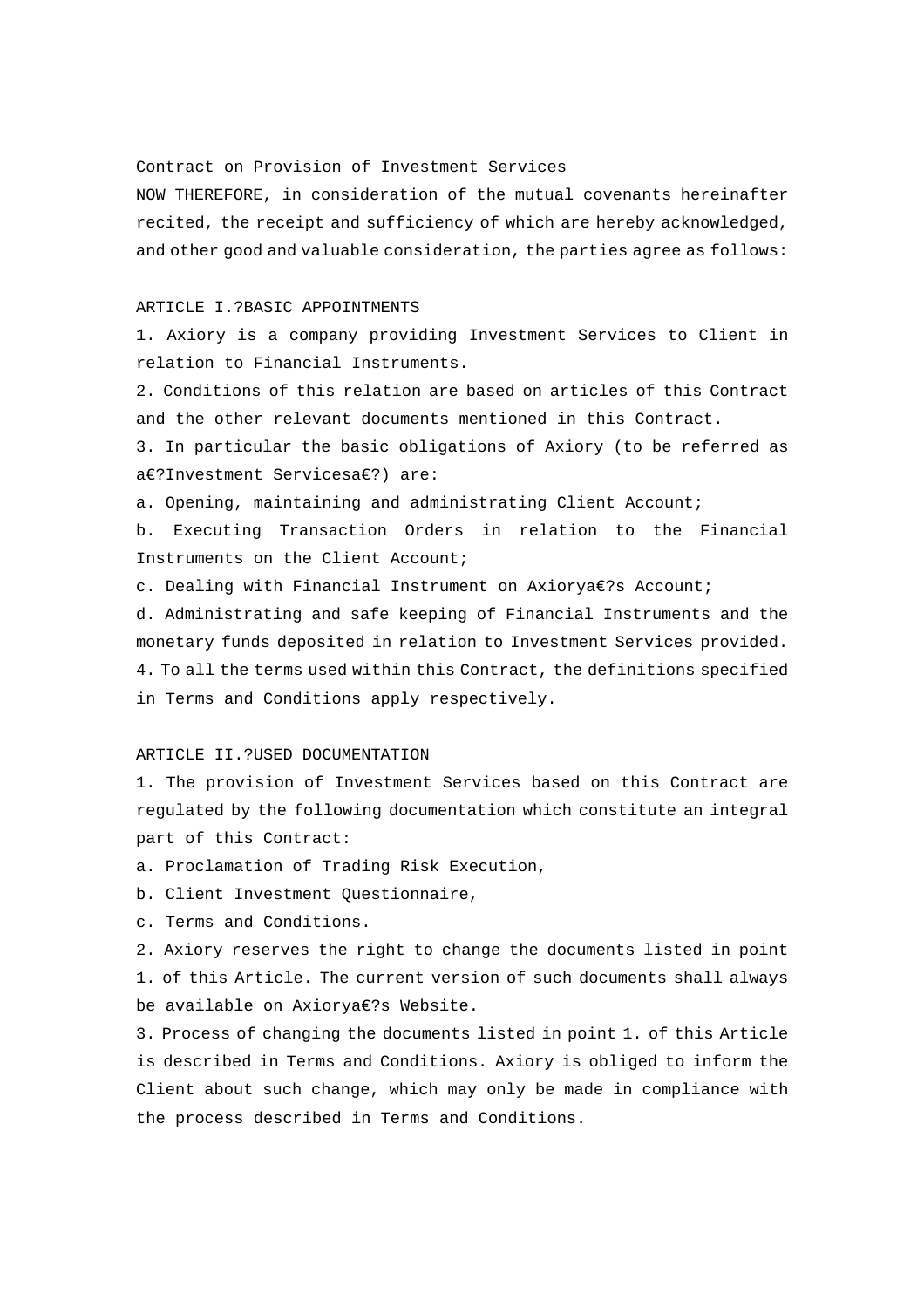# Contract on Provision of Investment Services

NOW THEREFORE, in consideration of the mutual covenants hereinafter recited, the receipt and sufficiency of which are hereby acknowledged, and other good and valuable consideration, the parties agree as follows:

## ARTICLE I.?BASIC APPOINTMENTS

1. Axiory is a company providing Investment Services to Client in relation to Financial Instruments.
2. Conditions of this relation are based on articles of this Contract and the other relevant documents mentioned in this Contract.
3. In particular the basic obligations of Axiory (to be referred as a€?Investment Servicesa€?) are:

a. Opening, maintaining and administrating Client Account;

b. Executing Transaction Orders in relation to the Financial Instruments on the Client Account;

c. Dealing with Financial Instrument on Axiorya€?s Account;

d. Administrating and safe keeping of Financial Instruments and the monetary funds deposited in relation to Investment Services provided.

4. To all the terms used within this Contract, the definitions specified in Terms and Conditions apply respectively.

## ARTICLE II.?USED DOCUMENTATION

1. The provision of Investment Services based on this Contract are regulated by the following documentation which constitute an integral part of this Contract:

a. Proclamation of Trading Risk Execution,

b. Client Investment Questionnaire,

c. Terms and Conditions.

2. Axiory reserves the right to change the documents listed in point 1. of this Article. The current version of such documents shall always be available on Axiorya€?s Website.
3. Process of changing the documents listed in point 1. of this Article is described in Terms and Conditions. Axiory is obliged to inform the Client about such change, which may only be made in compliance with the process described in Terms and Conditions.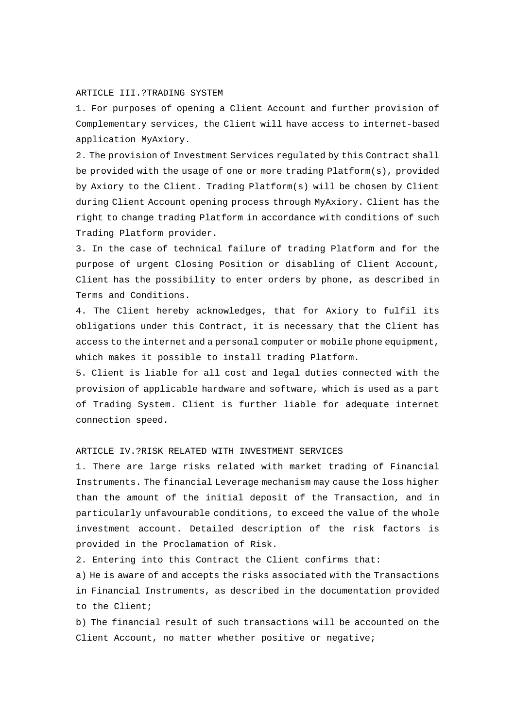## ARTICLE III.?TRADING SYSTEM

1. For purposes of opening a Client Account and further provision of Complementary services, the Client will have access to internet-based application MyAxiory.

2. The provision of Investment Services regulated by this Contract shall be provided with the usage of one or more trading Platform(s), provided by Axiory to the Client. Trading Platform(s) will be chosen by Client during Client Account opening process through MyAxiory. Client has the right to change trading Platform in accordance with conditions of such Trading Platform provider.

3. In the case of technical failure of trading Platform and for the purpose of urgent Closing Position or disabling of Client Account, Client has the possibility to enter orders by phone, as described in Terms and Conditions.

4. The Client hereby acknowledges, that for Axiory to fulfil its obligations under this Contract, it is necessary that the Client has access to the internet and a personal computer or mobile phone equipment, which makes it possible to install trading Platform.

5. Client is liable for all cost and legal duties connected with the provision of applicable hardware and software, which is used as a part of Trading System. Client is further liable for adequate internet connection speed.

## ARTICLE IV.?RISK RELATED WITH INVESTMENT SERVICES

1. There are large risks related with market trading of Financial Instruments. The financial Leverage mechanism may cause the loss higher than the amount of the initial deposit of the Transaction, and in particularly unfavourable conditions, to exceed the value of the whole investment account. Detailed description of the risk factors is provided in the Proclamation of Risk.

2. Entering into this Contract the Client confirms that:

a) He is aware of and accepts the risks associated with the Transactions in Financial Instruments, as described in the documentation provided to the Client;

b) The financial result of such transactions will be accounted on the Client Account, no matter whether positive or negative;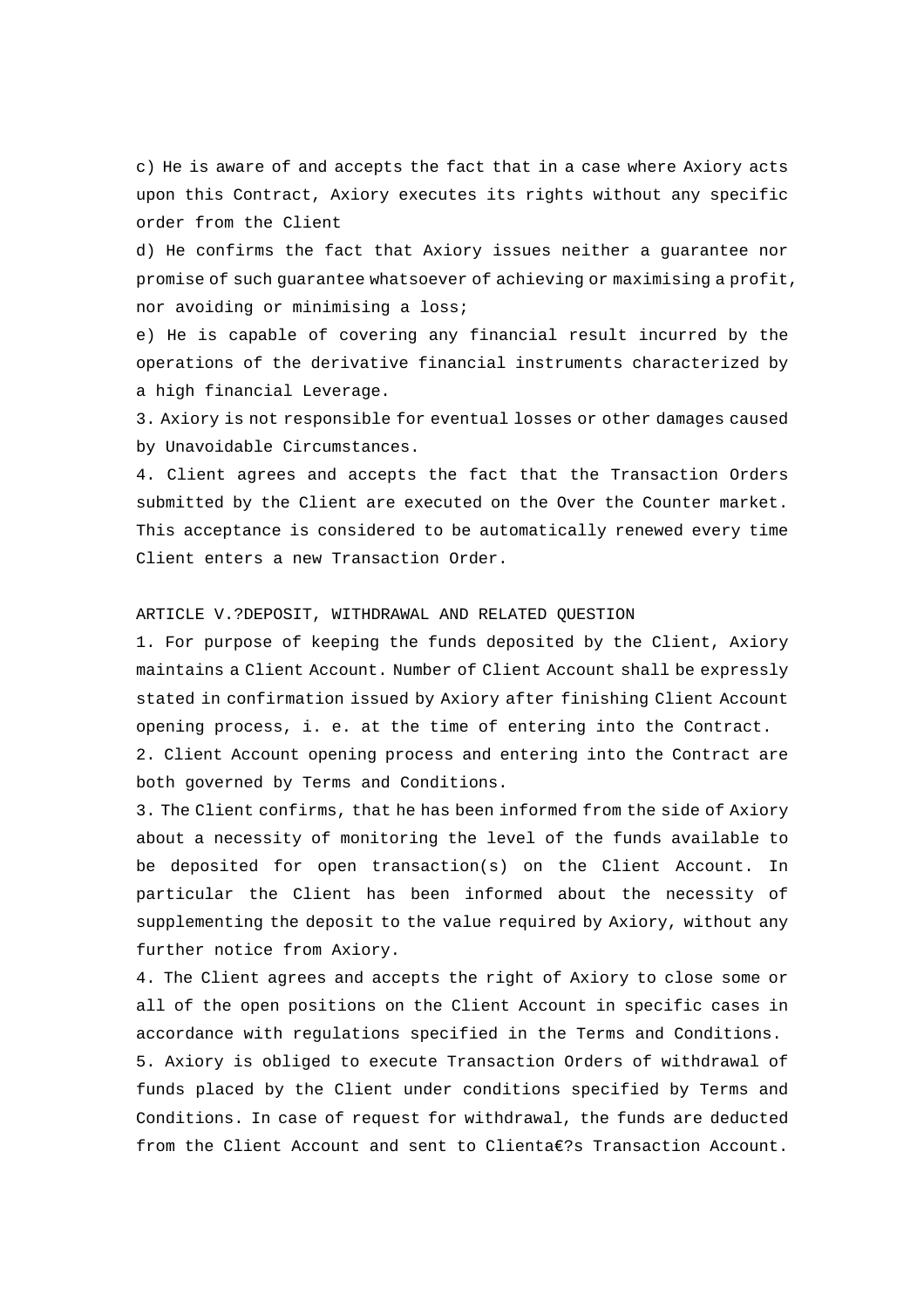c) He is aware of and accepts the fact that in a case where Axiory acts upon this Contract, Axiory executes its rights without any specific order from the Client

d) He confirms the fact that Axiory issues neither a guarantee nor promise of such guarantee whatsoever of achieving or maximising a profit, nor avoiding or minimising a loss;

e) He is capable of covering any financial result incurred by the operations of the derivative financial instruments characterized by a high financial Leverage.

3. Axiory is not responsible for eventual losses or other damages caused by Unavoidable Circumstances.

4. Client agrees and accepts the fact that the Transaction Orders submitted by the Client are executed on the Over the Counter market. This acceptance is considered to be automatically renewed every time Client enters a new Transaction Order.

## ARTICLE V.?DEPOSIT, WITHDRAWAL AND RELATED QUESTION

1. For purpose of keeping the funds deposited by the Client, Axiory maintains a Client Account. Number of Client Account shall be expressly stated in confirmation issued by Axiory after finishing Client Account opening process, i. e. at the time of entering into the Contract.

2. Client Account opening process and entering into the Contract are both governed by Terms and Conditions.

3. The Client confirms, that he has been informed from the side of Axiory about a necessity of monitoring the level of the funds available to be deposited for open transaction(s) on the Client Account. In particular the Client has been informed about the necessity of supplementing the deposit to the value required by Axiory, without any further notice from Axiory.

4. The Client agrees and accepts the right of Axiory to close some or all of the open positions on the Client Account in specific cases in accordance with regulations specified in the Terms and Conditions.

5. Axiory is obliged to execute Transaction Orders of withdrawal of funds placed by the Client under conditions specified by Terms and Conditions. In case of request for withdrawal, the funds are deducted from the Client Account and sent to Clienta€?s Transaction Account.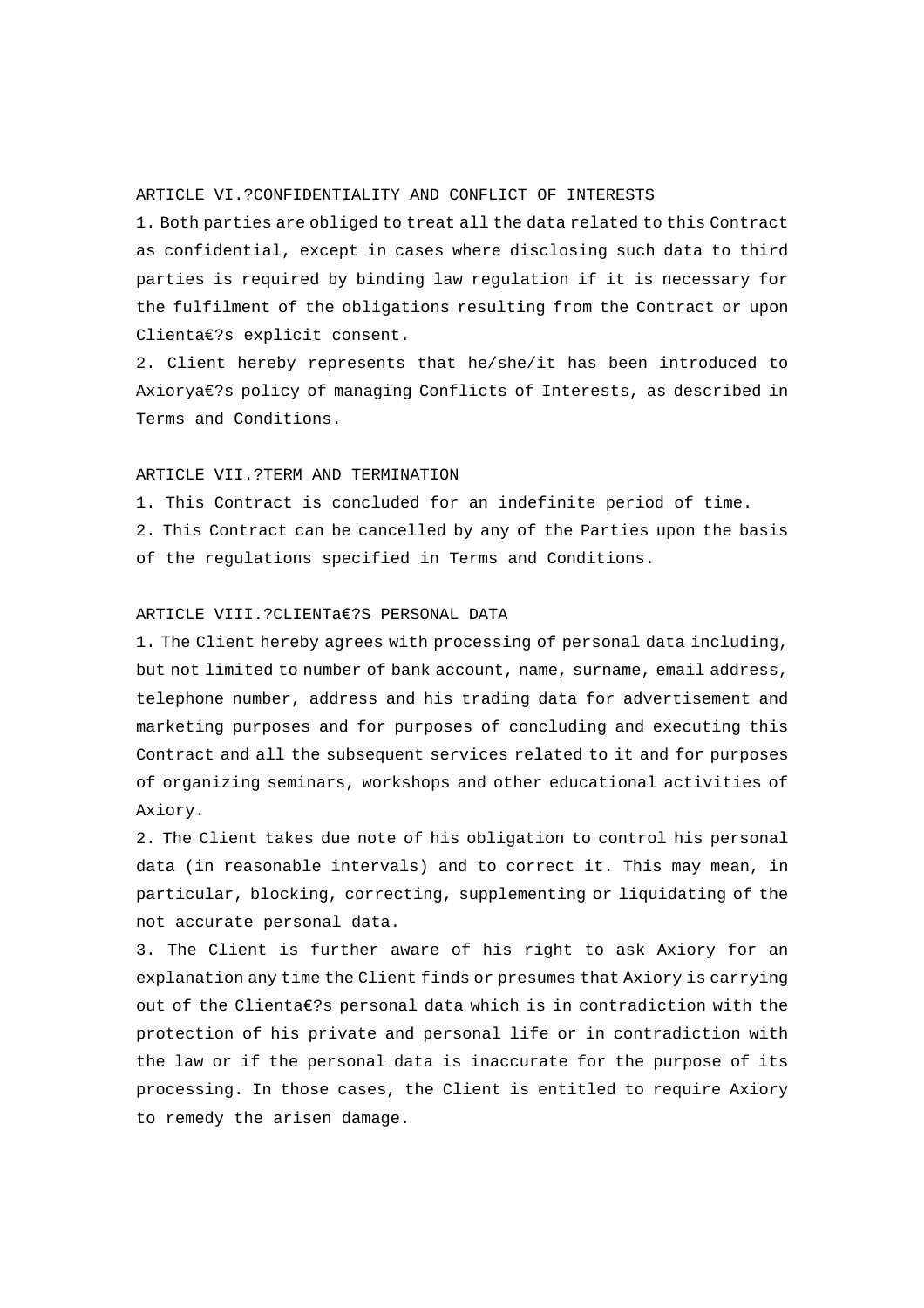ARTICLE VI.?CONFIDENTIALITY AND CONFLICT OF INTERESTS

1. Both parties are obliged to treat all the data related to this Contract as confidential, except in cases where disclosing such data to third parties is required by binding law regulation if it is necessary for the fulfilment of the obligations resulting from the Contract or upon Clienta€?s explicit consent.
2. Client hereby represents that he/she/it has been introduced to Axiorya€?s policy of managing Conflicts of Interests, as described in Terms and Conditions.

ARTICLE VII.?TERM AND TERMINATION

1. This Contract is concluded for an indefinite period of time.
2. This Contract can be cancelled by any of the Parties upon the basis of the regulations specified in Terms and Conditions.

ARTICLE VIII.?CLIENTa€?S PERSONAL DATA

1. The Client hereby agrees with processing of personal data including, but not limited to number of bank account, name, surname, email address, telephone number, address and his trading data for advertisement and marketing purposes and for purposes of concluding and executing this Contract and all the subsequent services related to it and for purposes of organizing seminars, workshops and other educational activities of Axiory.
2. The Client takes due note of his obligation to control his personal data (in reasonable intervals) and to correct it. This may mean, in particular, blocking, correcting, supplementing or liquidating of the not accurate personal data.
3. The Client is further aware of his right to ask Axiory for an explanation any time the Client finds or presumes that Axiory is carrying out of the Clienta€?s personal data which is in contradiction with the protection of his private and personal life or in contradiction with the law or if the personal data is inaccurate for the purpose of its processing. In those cases, the Client is entitled to require Axiory to remedy the arisen damage.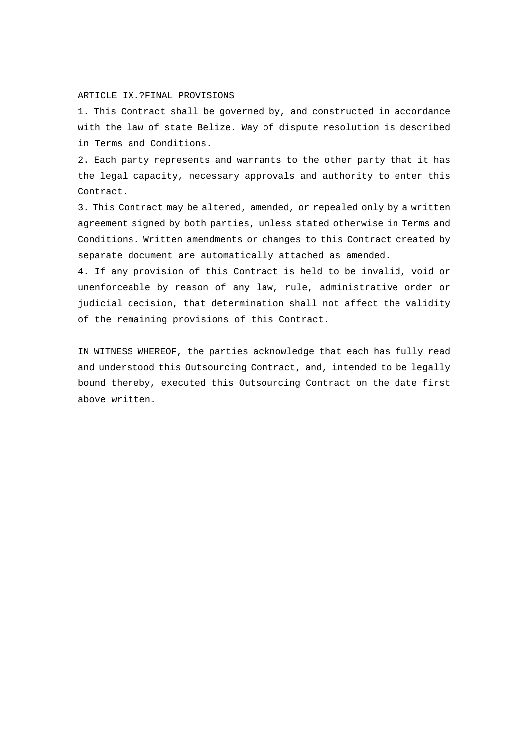## ARTICLE IX.?FINAL PROVISIONS

1. This Contract shall be governed by, and constructed in accordance with the law of state Belize. Way of dispute resolution is described in Terms and Conditions.
2. Each party represents and warrants to the other party that it has the legal capacity, necessary approvals and authority to enter this Contract.
3. This Contract may be altered, amended, or repealed only by a written agreement signed by both parties, unless stated otherwise in Terms and Conditions. Written amendments or changes to this Contract created by separate document are automatically attached as amended.
4. If any provision of this Contract is held to be invalid, void or unenforceable by reason of any law, rule, administrative order or judicial decision, that determination shall not affect the validity of the remaining provisions of this Contract.

IN WITNESS WHEREOF, the parties acknowledge that each has fully read and understood this Outsourcing Contract, and, intended to be legally bound thereby, executed this Outsourcing Contract on the date first above written.